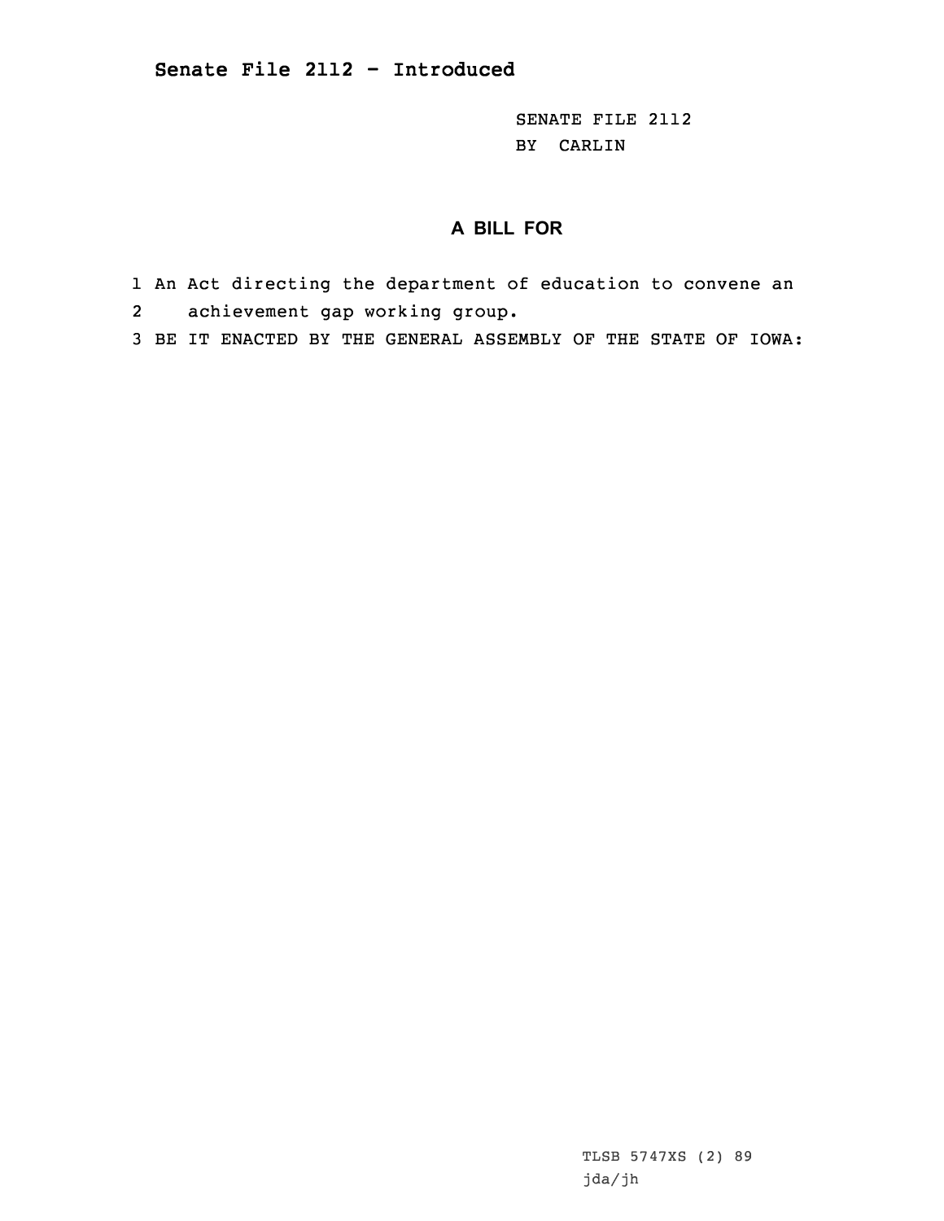**Senate File 2112 - Introduced**

SENATE FILE 2112
BY CARLIN

## A BILL FOR

1 An Act directing the department of education to convene an
2 achievement gap working group.
3 BE IT ENACTED BY THE GENERAL ASSEMBLY OF THE STATE OF IOWA:

TLSB 5747XS (2) 89
jda/jh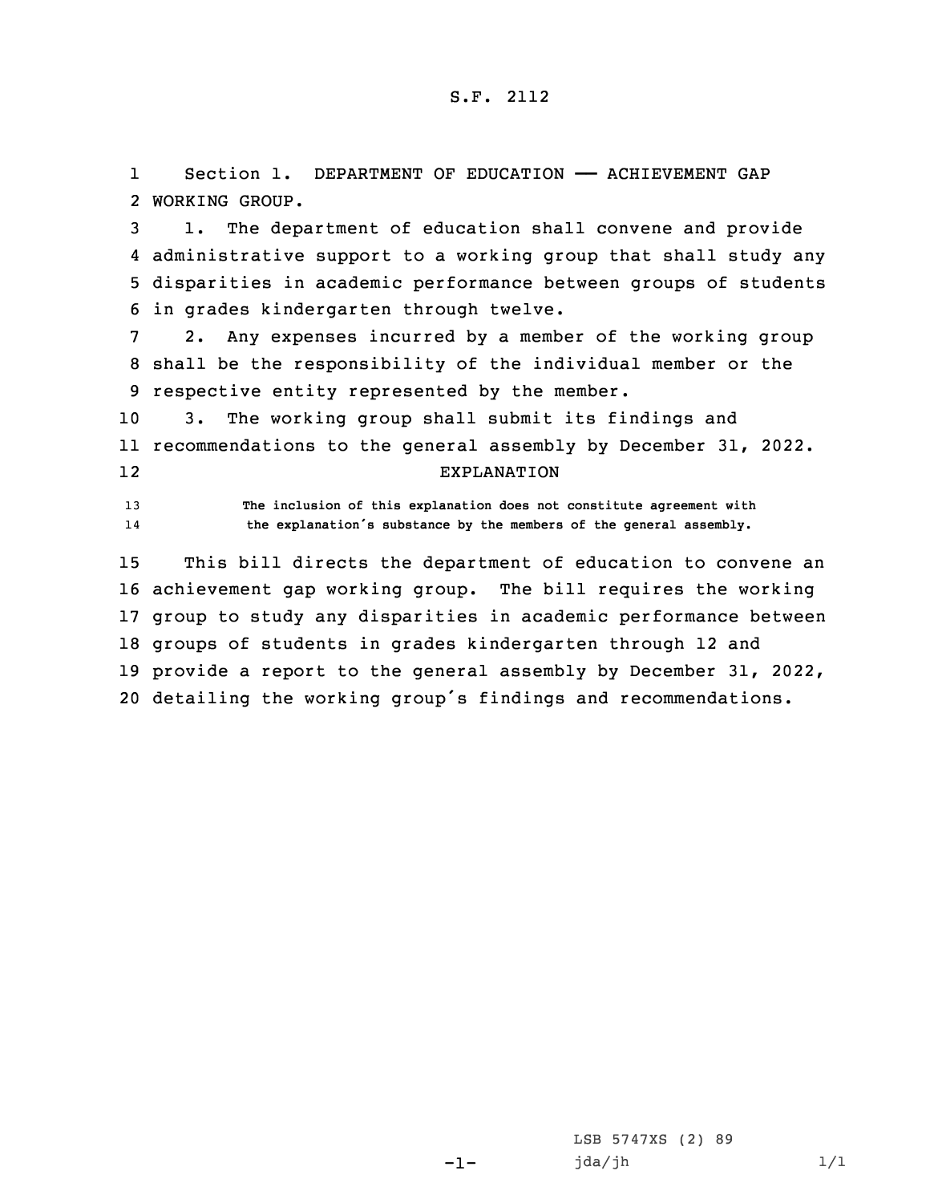Section 1. DEPARTMENT OF EDUCATION —— ACHIEVEMENT GAP WORKING GROUP.

1. The department of education shall convene and provide administrative support to a working group that shall study any disparities in academic performance between groups of students in grades kindergarten through twelve.

2. Any expenses incurred by a member of the working group shall be the responsibility of the individual member or the respective entity represented by the member.

3. The working group shall submit its findings and recommendations to the general assembly by December 31, 2022.

EXPLANATION

The inclusion of this explanation does not constitute agreement with the explanation's substance by the members of the general assembly.

This bill directs the department of education to convene an achievement gap working group. The bill requires the working group to study any disparities in academic performance between groups of students in grades kindergarten through 12 and provide a report to the general assembly by December 31, 2022, detailing the working group's findings and recommendations.